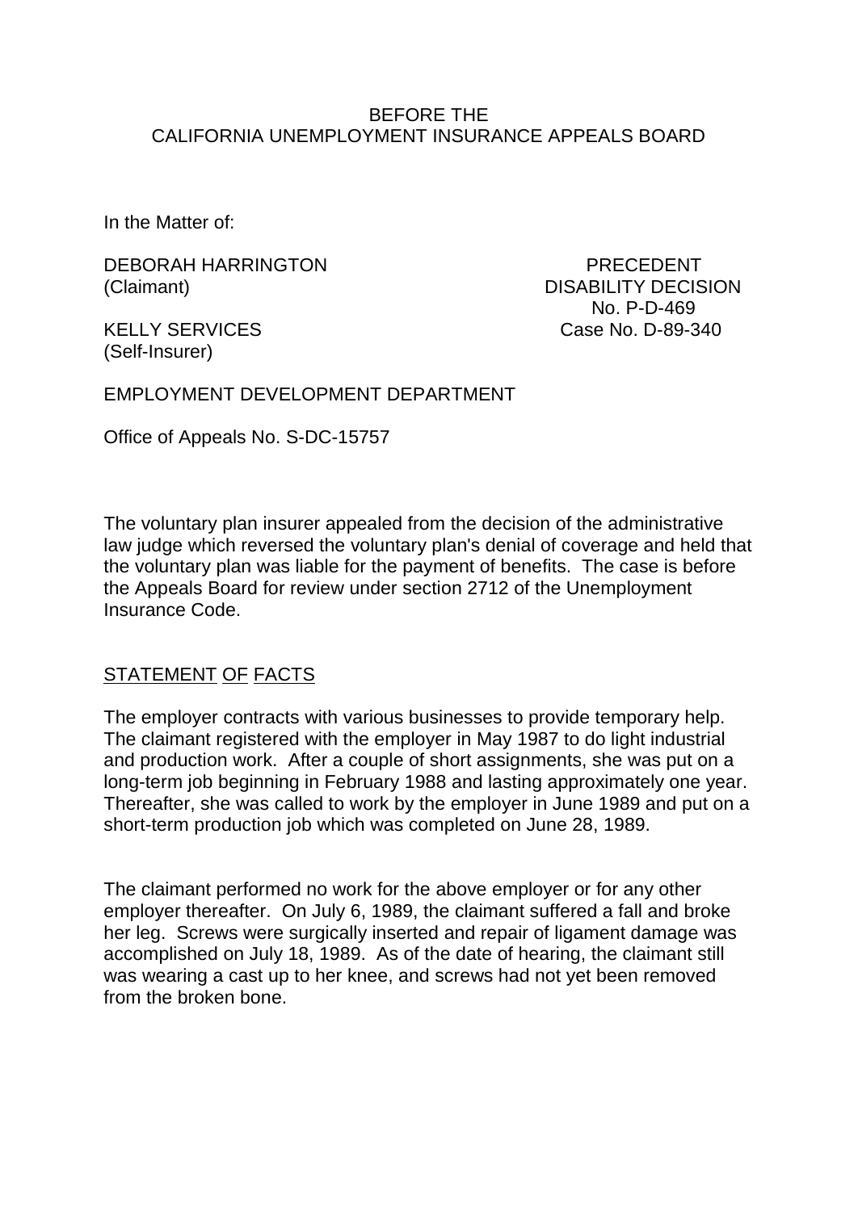BEFORE THE
CALIFORNIA UNEMPLOYMENT INSURANCE APPEALS BOARD

In the Matter of:

DEBORAH HARRINGTON
(Claimant)

PRECEDENT
DISABILITY DECISION
No. P-D-469
Case No. D-89-340

KELLY SERVICES
(Self-Insurer)

EMPLOYMENT DEVELOPMENT DEPARTMENT

Office of Appeals No. S-DC-15757

The voluntary plan insurer appealed from the decision of the administrative law judge which reversed the voluntary plan's denial of coverage and held that the voluntary plan was liable for the payment of benefits. The case is before the Appeals Board for review under section 2712 of the Unemployment Insurance Code.

## STATEMENT OF FACTS

The employer contracts with various businesses to provide temporary help. The claimant registered with the employer in May 1987 to do light industrial and production work. After a couple of short assignments, she was put on a long-term job beginning in February 1988 and lasting approximately one year. Thereafter, she was called to work by the employer in June 1989 and put on a short-term production job which was completed on June 28, 1989.

The claimant performed no work for the above employer or for any other employer thereafter. On July 6, 1989, the claimant suffered a fall and broke her leg. Screws were surgically inserted and repair of ligament damage was accomplished on July 18, 1989. As of the date of hearing, the claimant still was wearing a cast up to her knee, and screws had not yet been removed from the broken bone.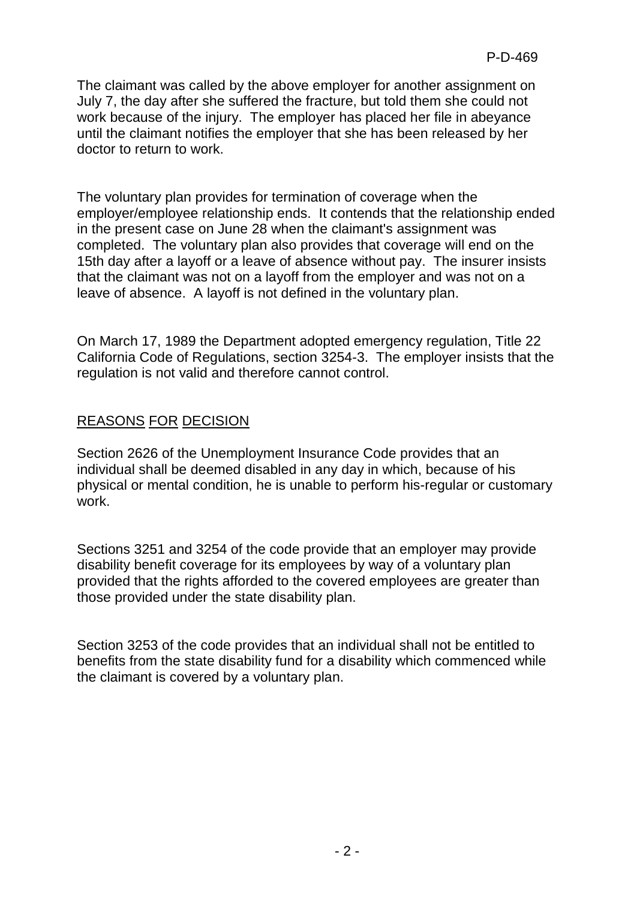The claimant was called by the above employer for another assignment on July 7, the day after she suffered the fracture, but told them she could not work because of the injury. The employer has placed her file in abeyance until the claimant notifies the employer that she has been released by her doctor to return to work.

The voluntary plan provides for termination of coverage when the employer/employee relationship ends. It contends that the relationship ended in the present case on June 28 when the claimant's assignment was completed. The voluntary plan also provides that coverage will end on the 15th day after a layoff or a leave of absence without pay. The insurer insists that the claimant was not on a layoff from the employer and was not on a leave of absence. A layoff is not defined in the voluntary plan.

On March 17, 1989 the Department adopted emergency regulation, Title 22 California Code of Regulations, section 3254-3. The employer insists that the regulation is not valid and therefore cannot control.

## REASONS FOR DECISION

Section 2626 of the Unemployment Insurance Code provides that an individual shall be deemed disabled in any day in which, because of his physical or mental condition, he is unable to perform his-regular or customary work.

Sections 3251 and 3254 of the code provide that an employer may provide disability benefit coverage for its employees by way of a voluntary plan provided that the rights afforded to the covered employees are greater than those provided under the state disability plan.

Section 3253 of the code provides that an individual shall not be entitled to benefits from the state disability fund for a disability which commenced while the claimant is covered by a voluntary plan.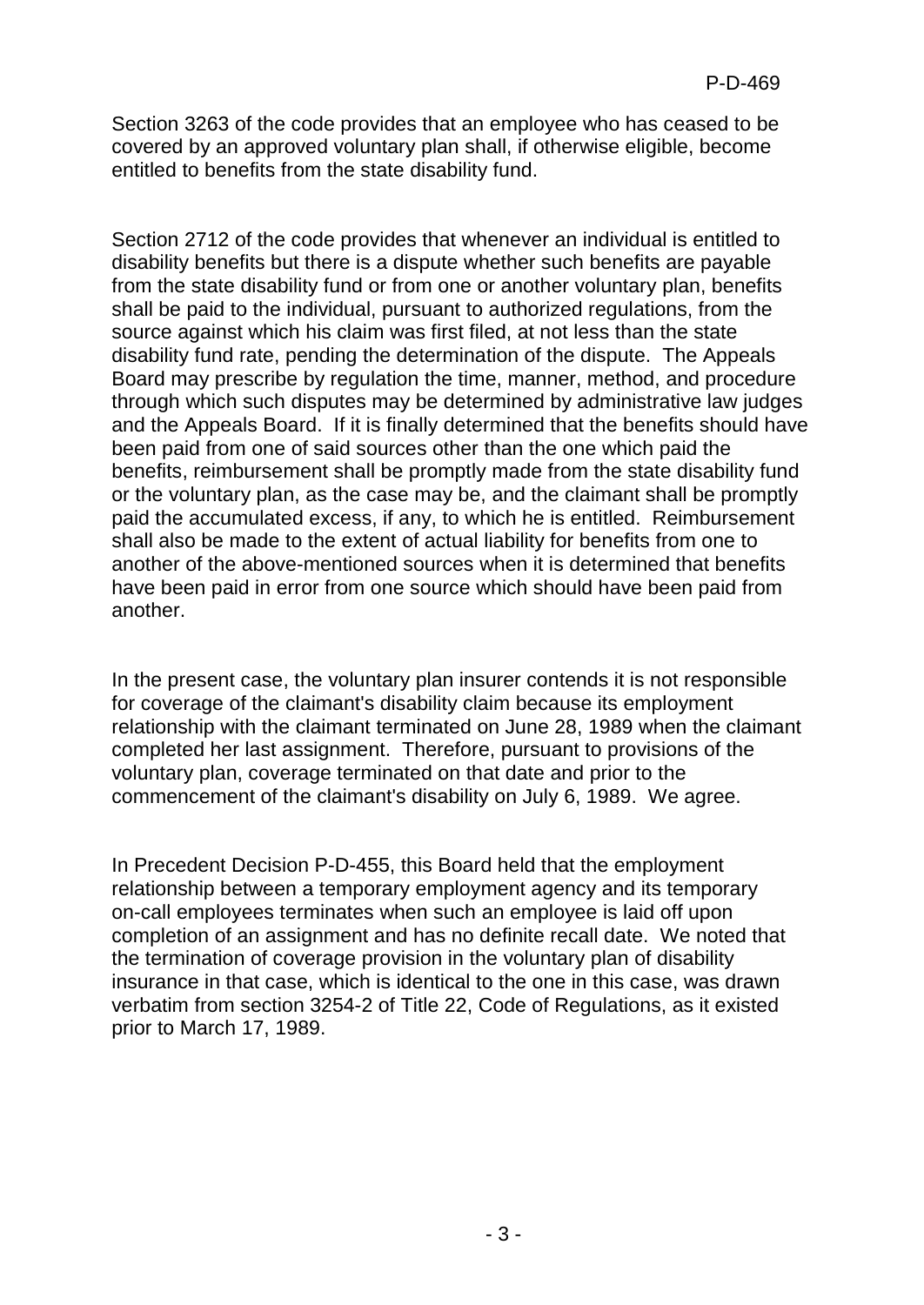Section 3263 of the code provides that an employee who has ceased to be covered by an approved voluntary plan shall, if otherwise eligible, become entitled to benefits from the state disability fund.

Section 2712 of the code provides that whenever an individual is entitled to disability benefits but there is a dispute whether such benefits are payable from the state disability fund or from one or another voluntary plan, benefits shall be paid to the individual, pursuant to authorized regulations, from the source against which his claim was first filed, at not less than the state disability fund rate, pending the determination of the dispute. The Appeals Board may prescribe by regulation the time, manner, method, and procedure through which such disputes may be determined by administrative law judges and the Appeals Board. If it is finally determined that the benefits should have been paid from one of said sources other than the one which paid the benefits, reimbursement shall be promptly made from the state disability fund or the voluntary plan, as the case may be, and the claimant shall be promptly paid the accumulated excess, if any, to which he is entitled. Reimbursement shall also be made to the extent of actual liability for benefits from one to another of the above-mentioned sources when it is determined that benefits have been paid in error from one source which should have been paid from another.

In the present case, the voluntary plan insurer contends it is not responsible for coverage of the claimant's disability claim because its employment relationship with the claimant terminated on June 28, 1989 when the claimant completed her last assignment. Therefore, pursuant to provisions of the voluntary plan, coverage terminated on that date and prior to the commencement of the claimant's disability on July 6, 1989. We agree.

In Precedent Decision P-D-455, this Board held that the employment relationship between a temporary employment agency and its temporary on-call employees terminates when such an employee is laid off upon completion of an assignment and has no definite recall date. We noted that the termination of coverage provision in the voluntary plan of disability insurance in that case, which is identical to the one in this case, was drawn verbatim from section 3254-2 of Title 22, Code of Regulations, as it existed prior to March 17, 1989.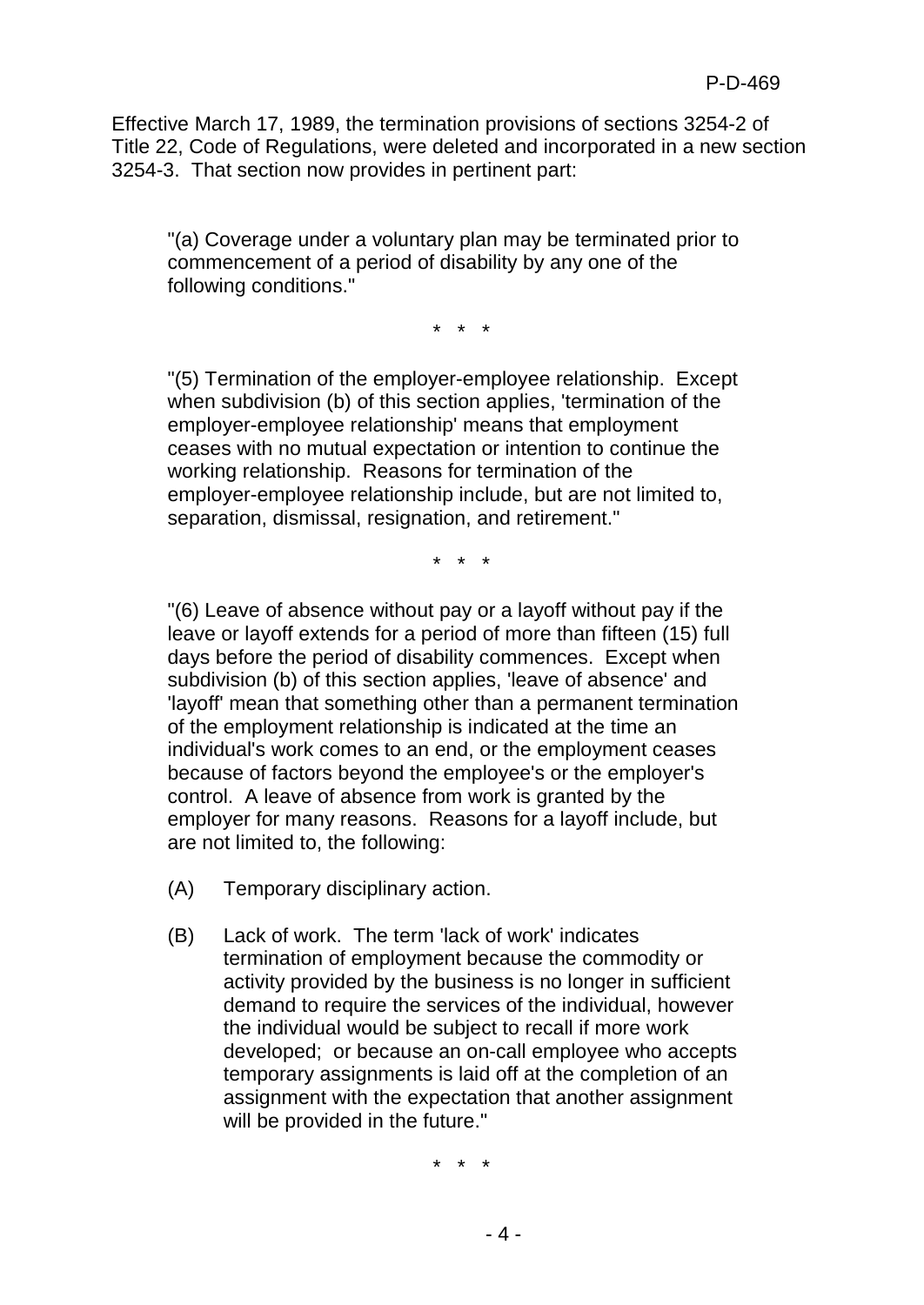Effective March 17, 1989, the termination provisions of sections 3254-2 of Title 22, Code of Regulations, were deleted and incorporated in a new section 3254-3. That section now provides in pertinent part:

> "(a) Coverage under a voluntary plan may be terminated prior to commencement of a period of disability by any one of the following conditions."
>
> \* \* \*
>
> "(5) Termination of the employer-employee relationship. Except when subdivision (b) of this section applies, 'termination of the employer-employee relationship' means that employment ceases with no mutual expectation or intention to continue the working relationship. Reasons for termination of the employer-employee relationship include, but are not limited to, separation, dismissal, resignation, and retirement."
>
> \* \* \*
>
> "(6) Leave of absence without pay or a layoff without pay if the leave or layoff extends for a period of more than fifteen (15) full days before the period of disability commences. Except when subdivision (b) of this section applies, 'leave of absence' and 'layoff' mean that something other than a permanent termination of the employment relationship is indicated at the time an individual's work comes to an end, or the employment ceases because of factors beyond the employee's or the employer's control. A leave of absence from work is granted by the employer for many reasons. Reasons for a layoff include, but are not limited to, the following:
>
> (A) Temporary disciplinary action.
>
> (B) Lack of work. The term 'lack of work' indicates termination of employment because the commodity or activity provided by the business is no longer in sufficient demand to require the services of the individual, however the individual would be subject to recall if more work developed; or because an on-call employee who accepts temporary assignments is laid off at the completion of an assignment with the expectation that another assignment will be provided in the future."
>
> \* \* \*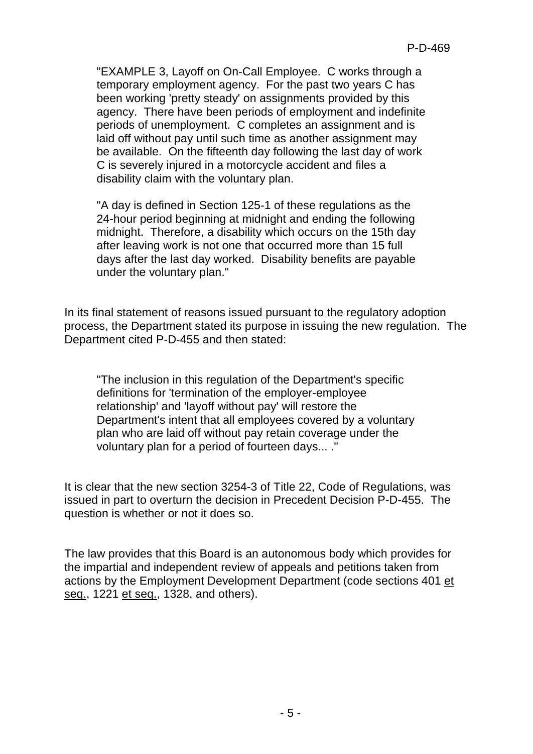"EXAMPLE 3, Layoff on On-Call Employee. C works through a temporary employment agency. For the past two years C has been working 'pretty steady' on assignments provided by this agency. There have been periods of employment and indefinite periods of unemployment. C completes an assignment and is laid off without pay until such time as another assignment may be available. On the fifteenth day following the last day of work C is severely injured in a motorcycle accident and files a disability claim with the voluntary plan.

"A day is defined in Section 125-1 of these regulations as the 24-hour period beginning at midnight and ending the following midnight. Therefore, a disability which occurs on the 15th day after leaving work is not one that occurred more than 15 full days after the last day worked. Disability benefits are payable under the voluntary plan."

In its final statement of reasons issued pursuant to the regulatory adoption process, the Department stated its purpose in issuing the new regulation. The Department cited P-D-455 and then stated:

> "The inclusion in this regulation of the Department's specific definitions for 'termination of the employer-employee relationship' and 'layoff without pay' will restore the Department's intent that all employees covered by a voluntary plan who are laid off without pay retain coverage under the voluntary plan for a period of fourteen days... ."

It is clear that the new section 3254-3 of Title 22, Code of Regulations, was issued in part to overturn the decision in Precedent Decision P-D-455. The question is whether or not it does so.

The law provides that this Board is an autonomous body which provides for the impartial and independent review of appeals and petitions taken from actions by the Employment Development Department (code sections 401 et seq., 1221 et seq., 1328, and others).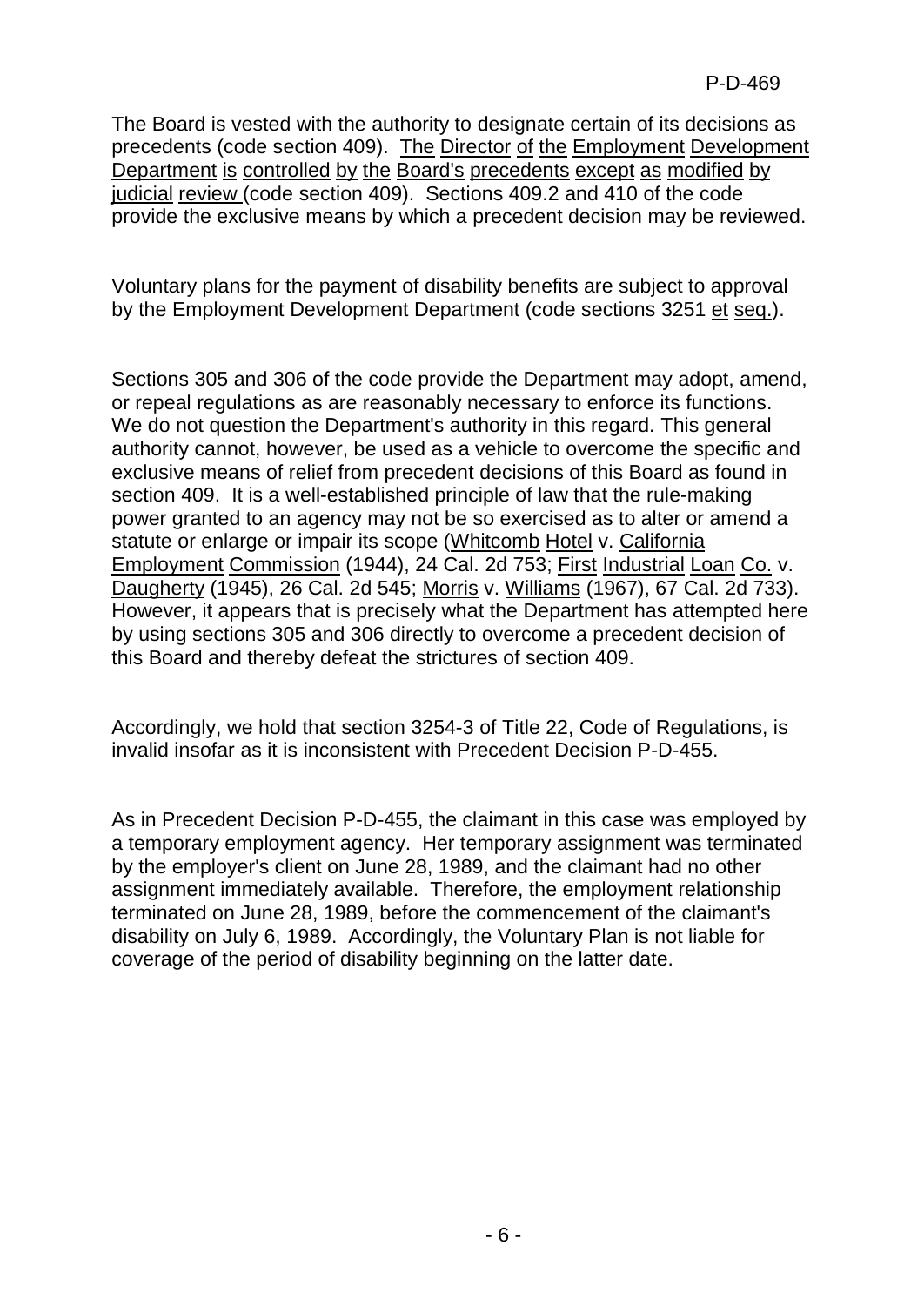The Board is vested with the authority to designate certain of its decisions as precedents (code section 409). The Director of the Employment Development Department is controlled by the Board's precedents except as modified by judicial review (code section 409). Sections 409.2 and 410 of the code provide the exclusive means by which a precedent decision may be reviewed.

Voluntary plans for the payment of disability benefits are subject to approval by the Employment Development Department (code sections 3251 et seq.).

Sections 305 and 306 of the code provide the Department may adopt, amend, or repeal regulations as are reasonably necessary to enforce its functions. We do not question the Department's authority in this regard. This general authority cannot, however, be used as a vehicle to overcome the specific and exclusive means of relief from precedent decisions of this Board as found in section 409. It is a well-established principle of law that the rule-making power granted to an agency may not be so exercised as to alter or amend a statute or enlarge or impair its scope (Whitcomb Hotel v. California Employment Commission (1944), 24 Cal. 2d 753; First Industrial Loan Co. v. Daugherty (1945), 26 Cal. 2d 545; Morris v. Williams (1967), 67 Cal. 2d 733). However, it appears that is precisely what the Department has attempted here by using sections 305 and 306 directly to overcome a precedent decision of this Board and thereby defeat the strictures of section 409.

Accordingly, we hold that section 3254-3 of Title 22, Code of Regulations, is invalid insofar as it is inconsistent with Precedent Decision P-D-455.

As in Precedent Decision P-D-455, the claimant in this case was employed by a temporary employment agency. Her temporary assignment was terminated by the employer's client on June 28, 1989, and the claimant had no other assignment immediately available. Therefore, the employment relationship terminated on June 28, 1989, before the commencement of the claimant's disability on July 6, 1989. Accordingly, the Voluntary Plan is not liable for coverage of the period of disability beginning on the latter date.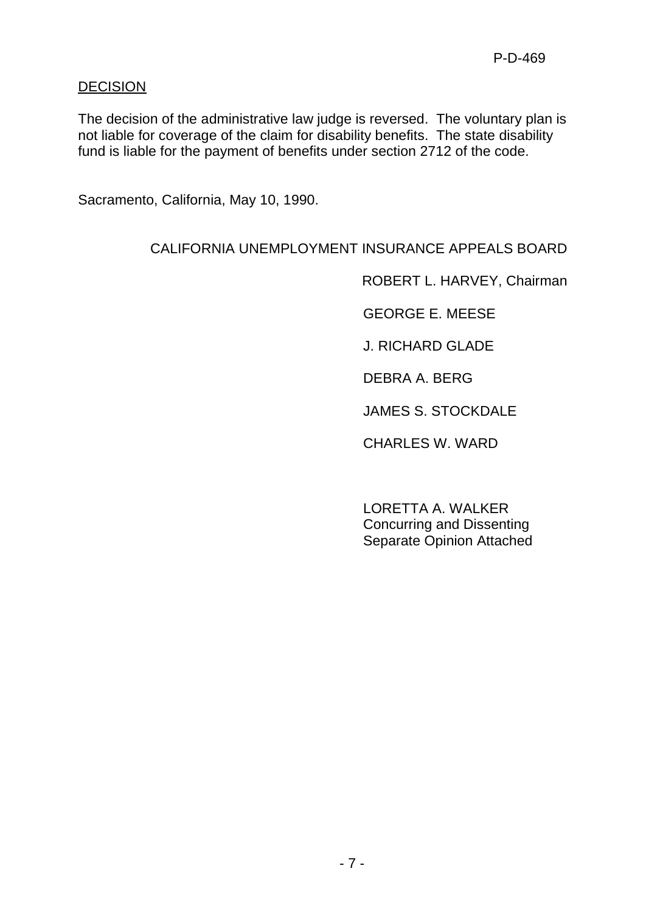## DECISION

The decision of the administrative law judge is reversed. The voluntary plan is not liable for coverage of the claim for disability benefits. The state disability fund is liable for the payment of benefits under section 2712 of the code.

Sacramento, California, May 10, 1990.

CALIFORNIA UNEMPLOYMENT INSURANCE APPEALS BOARD

ROBERT L. HARVEY, Chairman

GEORGE E. MEESE

J. RICHARD GLADE

DEBRA A. BERG

JAMES S. STOCKDALE

CHARLES W. WARD

LORETTA A. WALKER
Concurring and Dissenting
Separate Opinion Attached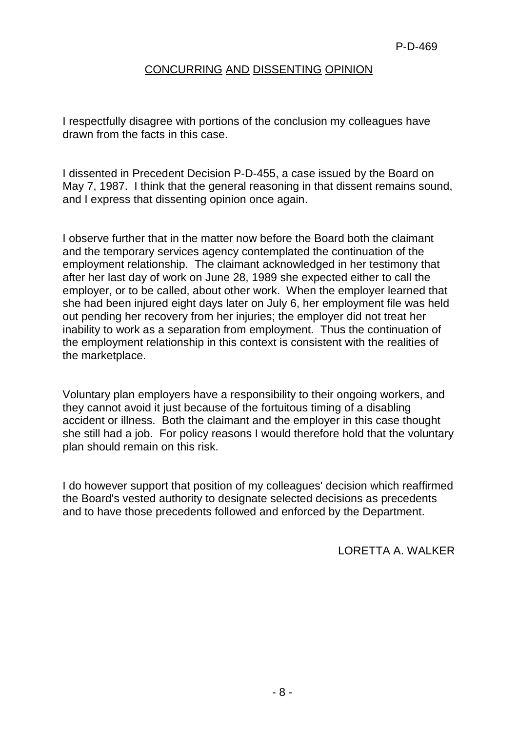## CONCURRING AND DISSENTING OPINION

I respectfully disagree with portions of the conclusion my colleagues have drawn from the facts in this case.

I dissented in Precedent Decision P-D-455, a case issued by the Board on May 7, 1987. I think that the general reasoning in that dissent remains sound, and I express that dissenting opinion once again.

I observe further that in the matter now before the Board both the claimant and the temporary services agency contemplated the continuation of the employment relationship. The claimant acknowledged in her testimony that after her last day of work on June 28, 1989 she expected either to call the employer, or to be called, about other work. When the employer learned that she had been injured eight days later on July 6, her employment file was held out pending her recovery from her injuries; the employer did not treat her inability to work as a separation from employment. Thus the continuation of the employment relationship in this context is consistent with the realities of the marketplace.

Voluntary plan employers have a responsibility to their ongoing workers, and they cannot avoid it just because of the fortuitous timing of a disabling accident or illness. Both the claimant and the employer in this case thought she still had a job. For policy reasons I would therefore hold that the voluntary plan should remain on this risk.

I do however support that position of my colleagues' decision which reaffirmed the Board's vested authority to designate selected decisions as precedents and to have those precedents followed and enforced by the Department.

LORETTA A. WALKER